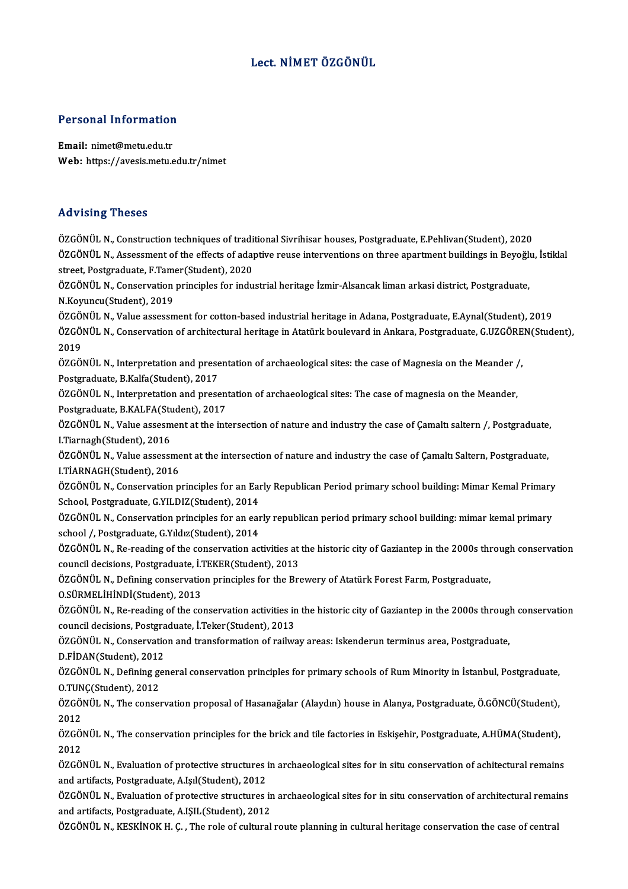# Lect. NİMET ÖZGÖNÜL

## Personal Information

**Email:** nimet@metu.edu.tr
**Web:** https://avesis.metu.edu.tr/nimet

## Advising Theses

ÖZGÖNÜL N., Construction techniques of traditional Sivrihisar houses, Postgraduate, E.Pehlivan(Student), 2020

ÖZGÖNÜL N., Assessment of the effects of adaptive reuse interventions on three apartment buildings in Beyoğlu, İstiklal street, Postgraduate, F.Tamer(Student), 2020

ÖZGÖNÜL N., Conservation principles for industrial heritage İzmir-Alsancak liman arkasi district, Postgraduate, N.Koyuncu(Student), 2019

ÖZGÖNÜL N., Value assessment for cotton-based industrial heritage in Adana, Postgraduate, E.Aynal(Student), 2019

ÖZGÖNÜL N., Conservation of architectural heritage in Atatürk boulevard in Ankara, Postgraduate, G.UZGÖREN(Student), 2019

ÖZGÖNÜL N., Interpretation and presentation of archaeological sites: the case of Magnesia on the Meander /, Postgraduate, B.Kalfa(Student), 2017

ÖZGÖNÜL N., Interpretation and presentation of archaeological sites: The case of magnesia on the Meander, Postgraduate, B.KALFA(Student), 2017

ÖZGÖNÜL N., Value assesment at the intersection of nature and industry the case of Çamaltı saltern /, Postgraduate, I.Tiarnagh(Student), 2016

ÖZGÖNÜL N., Value assessment at the intersection of nature and industry the case of Çamaltı Saltern, Postgraduate, I.TİARNAGH(Student), 2016

ÖZGÖNÜL N., Conservation principles for an Early Republican Period primary school building: Mimar Kemal Primary School, Postgraduate, G.YILDIZ(Student), 2014

ÖZGÖNÜL N., Conservation principles for an early republican period primary school building: mimar kemal primary school /, Postgraduate, G.Yıldız(Student), 2014

ÖZGÖNÜL N., Re-reading of the conservation activities at the historic city of Gaziantep in the 2000s through conservation council decisions, Postgraduate, İ.TEKER(Student), 2013

ÖZGÖNÜL N., Defining conservation principles for the Brewery of Atatürk Forest Farm, Postgraduate, O.SÜRMELİHİNDİ(Student), 2013

ÖZGÖNÜL N., Re-reading of the conservation activities in the historic city of Gaziantep in the 2000s through conservation council decisions, Postgraduate, İ.Teker(Student), 2013

ÖZGÖNÜL N., Conservation and transformation of railway areas: Iskenderun terminus area, Postgraduate, D.FİDAN(Student), 2012

ÖZGÖNÜL N., Defining general conservation principles for primary schools of Rum Minority in İstanbul, Postgraduate, O.TUNÇ(Student), 2012

ÖZGÖNÜL N., The conservation proposal of Hasanağalar (Alaydın) house in Alanya, Postgraduate, Ö.GÖNCÜ(Student), 2012

ÖZGÖNÜL N., The conservation principles for the brick and tile factories in Eskişehir, Postgraduate, A.HÜMA(Student), 2012

ÖZGÖNÜL N., Evaluation of protective structures in archaeological sites for in situ conservation of achitectural remains and artifacts, Postgraduate, A.Işıl(Student), 2012

ÖZGÖNÜL N., Evaluation of protective structures in archaeological sites for in situ conservation of architectural remains and artifacts, Postgraduate, A.IŞIL(Student), 2012

ÖZGÖNÜL N., KESKİNOK H. Ç. , The role of cultural route planning in cultural heritage conservation the case of central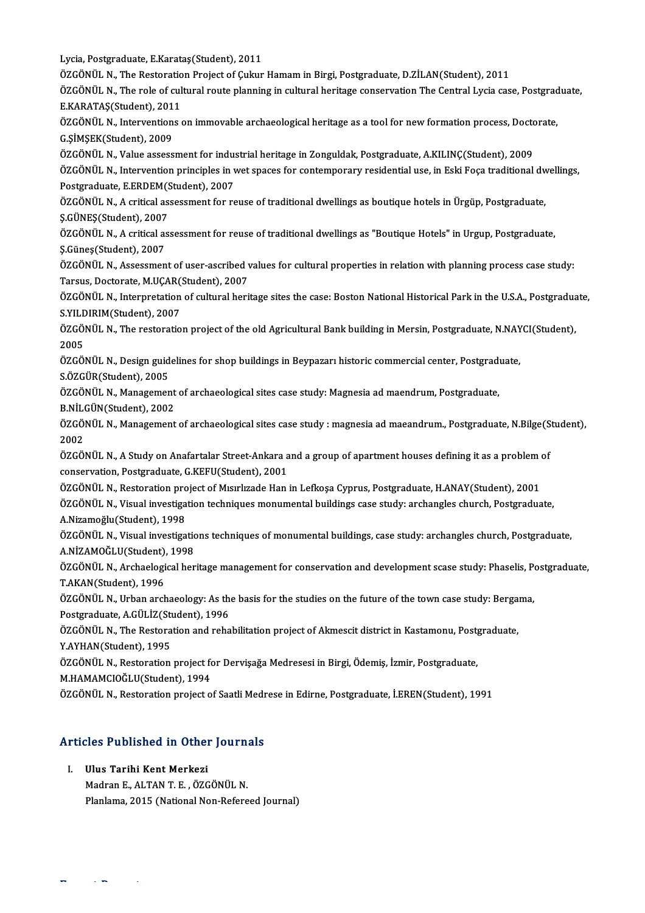Lycia, Postgraduate, E.Karataş(Student), 2011

ÖZGÖNÜL N., The Restoration Project of Çukur Hamam in Birgi, Postgraduate, D.ZİLAN(Student), 2011

ÖZGÖNÜL N., The role of cultural route planning in cultural heritage conservation The Central Lycia case, Postgraduate, E.KARATAŞ(Student), 2011

ÖZGÖNÜL N., Interventions on immovable archaeological heritage as a tool for new formation process, Doctorate, G.ŞİMŞEK(Student), 2009

ÖZGÖNÜL N., Value assessment for industrial heritage in Zonguldak, Postgraduate, A.KILINÇ(Student), 2009

ÖZGÖNÜL N., Intervention principles in wet spaces for contemporary residential use, in Eski Foça traditional dwellings, Postgraduate, E.ERDEM(Student), 2007

ÖZGÖNÜL N., A critical assessment for reuse of traditional dwellings as boutique hotels in Ürgüp, Postgraduate, Ş.GÜNEŞ(Student), 2007

ÖZGÖNÜL N., A critical assessment for reuse of traditional dwellings as "Boutique Hotels" in Urgup, Postgraduate, Ş.Güneş(Student), 2007

ÖZGÖNÜL N., Assessment of user-ascribed values for cultural properties in relation with planning process case study: Tarsus, Doctorate, M.UÇAR(Student), 2007

ÖZGÖNÜL N., Interpretation of cultural heritage sites the case: Boston National Historical Park in the U.S.A., Postgraduate, S.YILDIRIM(Student), 2007

ÖZGÖNÜL N., The restoration project of the old Agricultural Bank building in Mersin, Postgraduate, N.NAYCI(Student), 2005

ÖZGÖNÜL N., Design guidelines for shop buildings in Beypazarı historic commercial center, Postgraduate, S.ÖZGÜR(Student), 2005

ÖZGÖNÜL N., Management of archaeological sites case study: Magnesia ad maendrum, Postgraduate, B.NİLGÜN(Student), 2002

ÖZGÖNÜL N., Management of archaeological sites case study : magnesia ad maeandrum., Postgraduate, N.Bilge(Student), 2002

ÖZGÖNÜL N., A Study on Anafartalar Street-Ankara and a group of apartment houses defining it as a problem of conservation, Postgraduate, G.KEFU(Student), 2001

ÖZGÖNÜL N., Restoration project of Mısırlızade Han in Lefkoşa Cyprus, Postgraduate, H.ANAY(Student), 2001

ÖZGÖNÜL N., Visual investigation techniques monumental buildings case study: archangles church, Postgraduate, A.Nizamoğlu(Student), 1998

ÖZGÖNÜL N., Visual investigations techniques of monumental buildings, case study: archangles church, Postgraduate, A.NİZAMOĞLU(Student), 1998

ÖZGÖNÜL N., Archaelogical heritage management for conservation and development scase study: Phaselis, Postgraduate, T.AKAN(Student), 1996

ÖZGÖNÜL N., Urban archaeology: As the basis for the studies on the future of the town case study: Bergama, Postgraduate, A.GÜLİZ(Student), 1996

ÖZGÖNÜL N., The Restoration and rehabilitation project of Akmescit district in Kastamonu, Postgraduate, Y.AYHAN(Student), 1995

ÖZGÖNÜL N., Restoration project for Dervişağa Medresesi in Birgi, Ödemiş, İzmir, Postgraduate, M.HAMAMCIOĞLU(Student), 1994

ÖZGÖNÜL N., Restoration project of Saatli Medrese in Edirne, Postgraduate, İ.EREN(Student), 1991

## Articles Published in Other Journals

I. **Ulus Tarihi Kent Merkezi**
   Madran E., ALTAN T. E. , ÖZGÖNÜL N.
   Planlama, 2015 (National Non-Refereed Journal)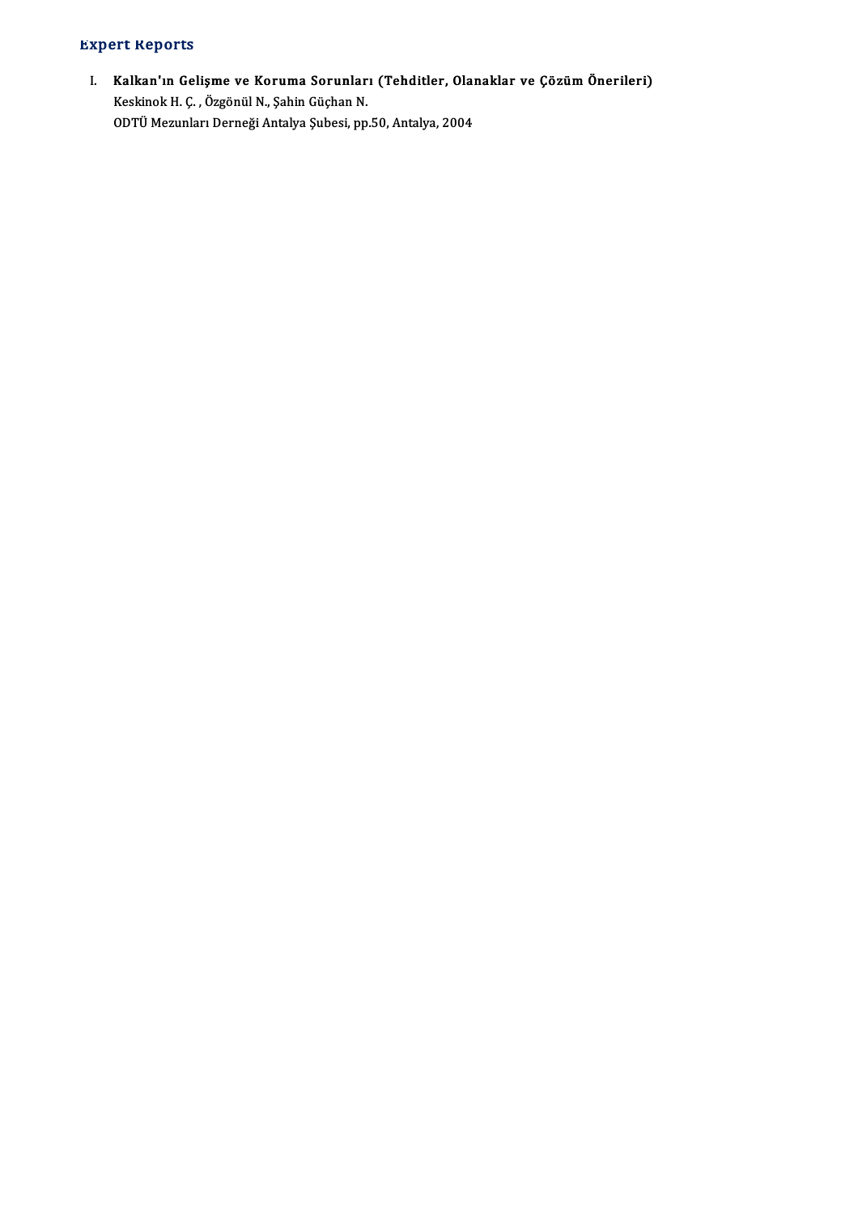## Expert Reports

I. **Kalkan'ın Gelişme ve Koruma Sorunları (Tehditler, Olanaklar ve Çözüm Önerileri)**
   Keskinok H. Ç. , Özgönül N., Şahin Güçhan N.
   ODTÜ Mezunları Derneği Antalya Şubesi, pp.50, Antalya, 2004